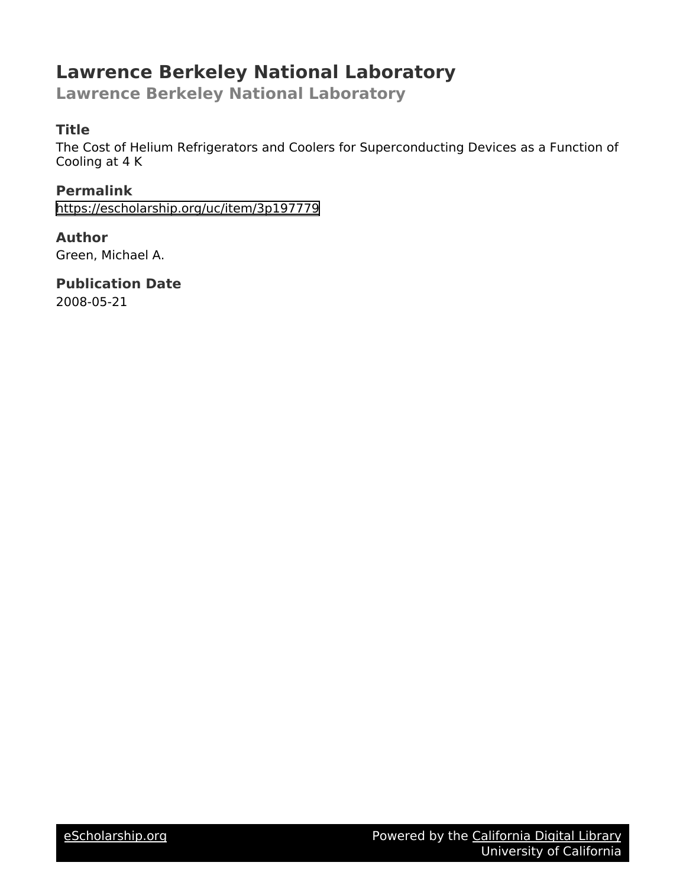# Lawrence Berkeley National Laboratory

## Lawrence Berkeley National Laboratory

### Title

The Cost of Helium Refrigerators and Coolers for Superconducting Devices as a Function of Cooling at 4 K

### Permalink

https://escholarship.org/uc/item/3p197779

### Author

Green, Michael A.

### Publication Date

2008-05-21

eScholarship.org Powered by the California Digital Library University of California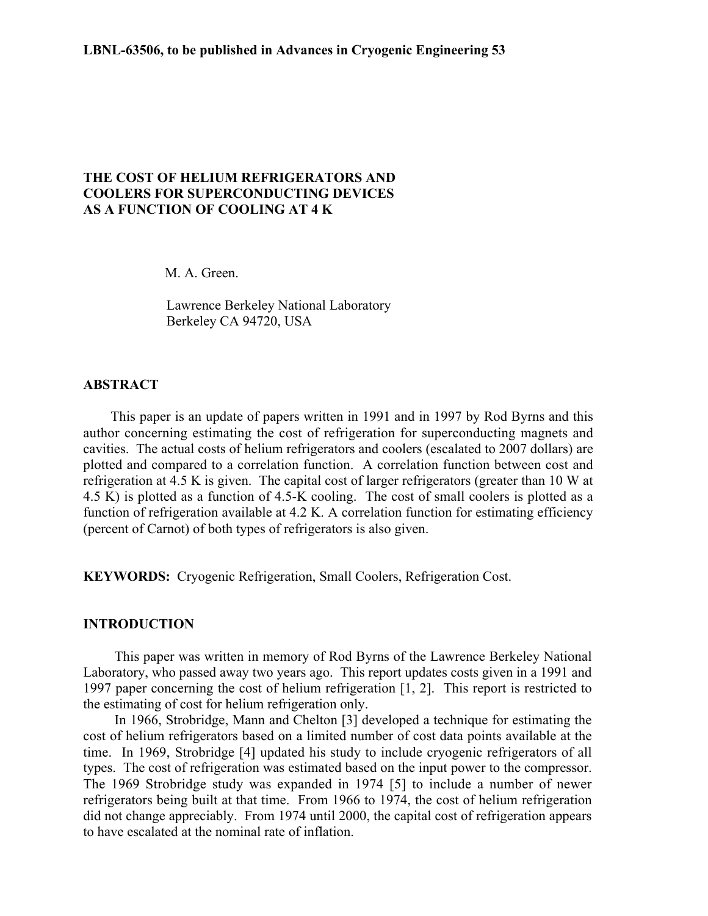LBNL-63506, to be published in Advances in Cryogenic Engineering 53

# THE COST OF HELIUM REFRIGERATORS AND COOLERS FOR SUPERCONDUCTING DEVICES AS A FUNCTION OF COOLING AT 4 K

M. A. Green.

Lawrence Berkeley National Laboratory
Berkeley CA 94720, USA

## ABSTRACT

This paper is an update of papers written in 1991 and in 1997 by Rod Byrns and this author concerning estimating the cost of refrigeration for superconducting magnets and cavities. The actual costs of helium refrigerators and coolers (escalated to 2007 dollars) are plotted and compared to a correlation function. A correlation function between cost and refrigeration at 4.5 K is given. The capital cost of larger refrigerators (greater than 10 W at 4.5 K) is plotted as a function of 4.5-K cooling. The cost of small coolers is plotted as a function of refrigeration available at 4.2 K. A correlation function for estimating efficiency (percent of Carnot) of both types of refrigerators is also given.

**KEYWORDS:** Cryogenic Refrigeration, Small Coolers, Refrigeration Cost.

## INTRODUCTION

This paper was written in memory of Rod Byrns of the Lawrence Berkeley National Laboratory, who passed away two years ago. This report updates costs given in a 1991 and 1997 paper concerning the cost of helium refrigeration [1, 2]. This report is restricted to the estimating of cost for helium refrigeration only.

In 1966, Strobridge, Mann and Chelton [3] developed a technique for estimating the cost of helium refrigerators based on a limited number of cost data points available at the time. In 1969, Strobridge [4] updated his study to include cryogenic refrigerators of all types. The cost of refrigeration was estimated based on the input power to the compressor. The 1969 Strobridge study was expanded in 1974 [5] to include a number of newer refrigerators being built at that time. From 1966 to 1974, the cost of helium refrigeration did not change appreciably. From 1974 until 2000, the capital cost of refrigeration appears to have escalated at the nominal rate of inflation.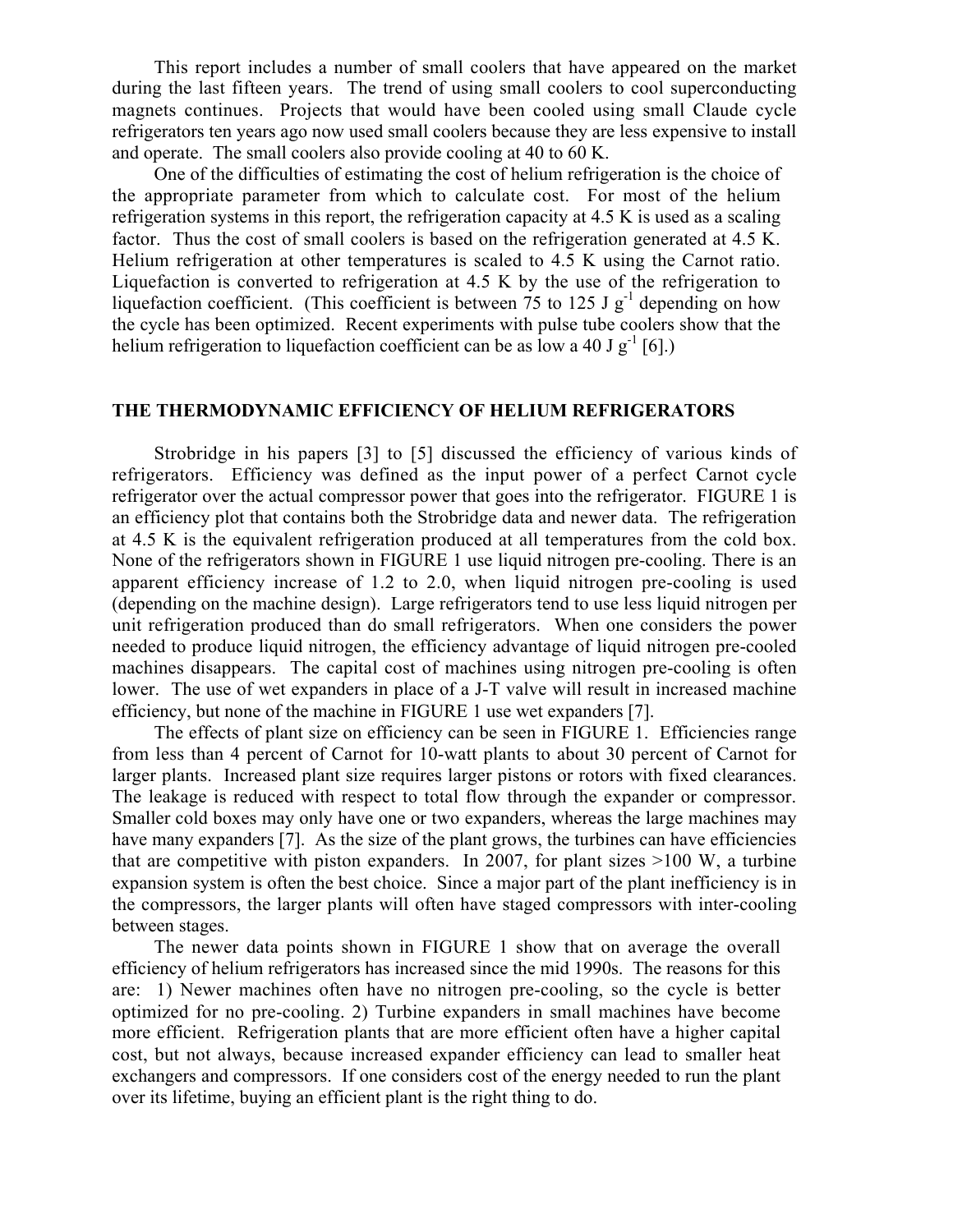This report includes a number of small coolers that have appeared on the market during the last fifteen years. The trend of using small coolers to cool superconducting magnets continues. Projects that would have been cooled using small Claude cycle refrigerators ten years ago now used small coolers because they are less expensive to install and operate. The small coolers also provide cooling at 40 to 60 K.

One of the difficulties of estimating the cost of helium refrigeration is the choice of the appropriate parameter from which to calculate cost. For most of the helium refrigeration systems in this report, the refrigeration capacity at 4.5 K is used as a scaling factor. Thus the cost of small coolers is based on the refrigeration generated at 4.5 K. Helium refrigeration at other temperatures is scaled to 4.5 K using the Carnot ratio. Liquefaction is converted to refrigeration at 4.5 K by the use of the refrigeration to liquefaction coefficient. (This coefficient is between 75 to 125 J $g^{-1}$ depending on how the cycle has been optimized. Recent experiments with pulse tube coolers show that the helium refrigeration to liquefaction coefficient can be as low a 40 J $g^{-1}$ [6].)

## THE THERMODYNAMIC EFFICIENCY OF HELIUM REFRIGERATORS

Strobridge in his papers [3] to [5] discussed the efficiency of various kinds of refrigerators. Efficiency was defined as the input power of a perfect Carnot cycle refrigerator over the actual compressor power that goes into the refrigerator. FIGURE 1 is an efficiency plot that contains both the Strobridge data and newer data. The refrigeration at 4.5 K is the equivalent refrigeration produced at all temperatures from the cold box. None of the refrigerators shown in FIGURE 1 use liquid nitrogen pre-cooling. There is an apparent efficiency increase of 1.2 to 2.0, when liquid nitrogen pre-cooling is used (depending on the machine design). Large refrigerators tend to use less liquid nitrogen per unit refrigeration produced than do small refrigerators. When one considers the power needed to produce liquid nitrogen, the efficiency advantage of liquid nitrogen pre-cooled machines disappears. The capital cost of machines using nitrogen pre-cooling is often lower. The use of wet expanders in place of a J-T valve will result in increased machine efficiency, but none of the machine in FIGURE 1 use wet expanders [7].

The effects of plant size on efficiency can be seen in FIGURE 1. Efficiencies range from less than 4 percent of Carnot for 10-watt plants to about 30 percent of Carnot for larger plants. Increased plant size requires larger pistons or rotors with fixed clearances. The leakage is reduced with respect to total flow through the expander or compressor. Smaller cold boxes may only have one or two expanders, whereas the large machines may have many expanders [7]. As the size of the plant grows, the turbines can have efficiencies that are competitive with piston expanders. In 2007, for plant sizes >100 W, a turbine expansion system is often the best choice. Since a major part of the plant inefficiency is in the compressors, the larger plants will often have staged compressors with inter-cooling between stages.

The newer data points shown in FIGURE 1 show that on average the overall efficiency of helium refrigerators has increased since the mid 1990s. The reasons for this are: 1) Newer machines often have no nitrogen pre-cooling, so the cycle is better optimized for no pre-cooling. 2) Turbine expanders in small machines have become more efficient. Refrigeration plants that are more efficient often have a higher capital cost, but not always, because increased expander efficiency can lead to smaller heat exchangers and compressors. If one considers cost of the energy needed to run the plant over its lifetime, buying an efficient plant is the right thing to do.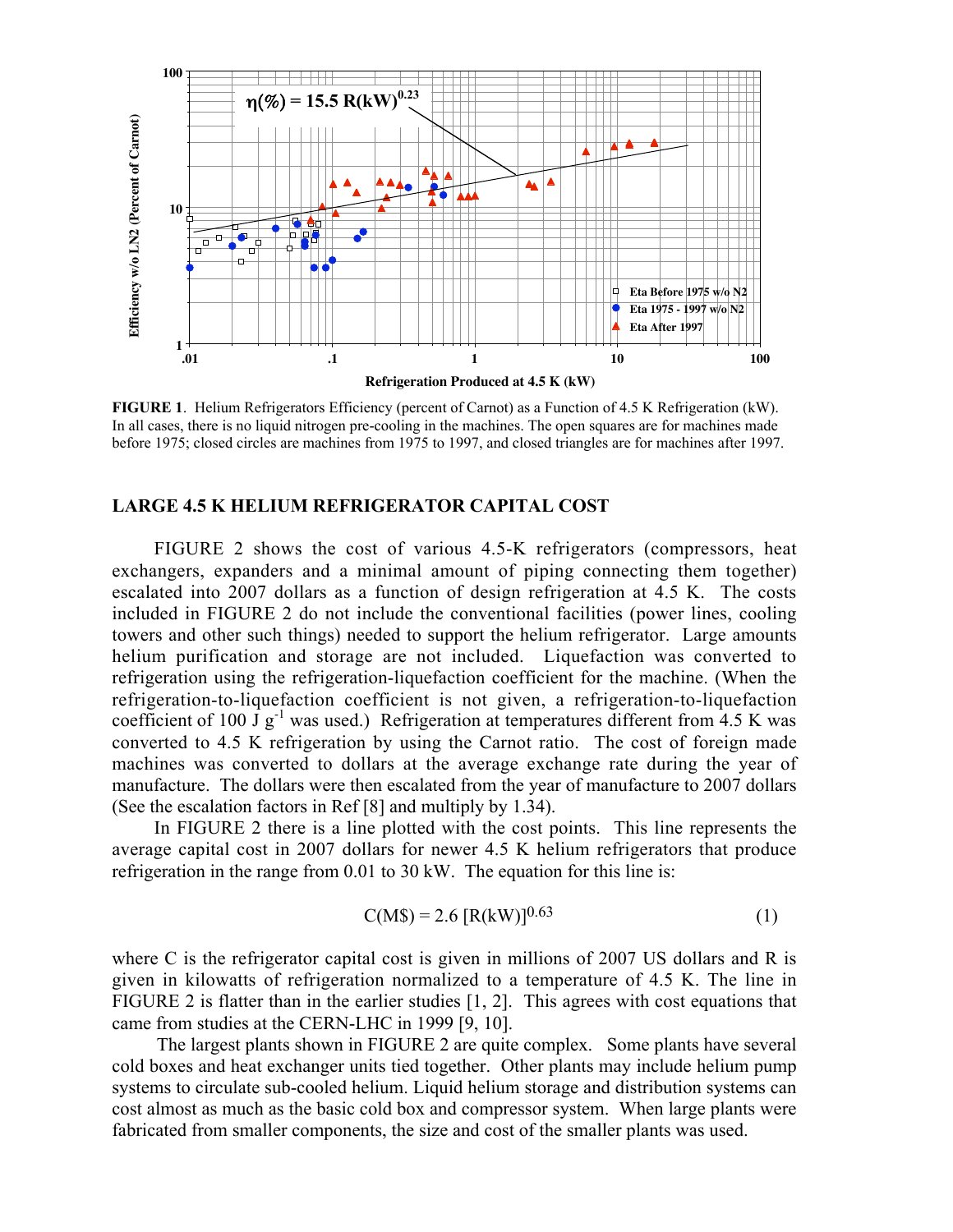**FIGURE 1**. Helium Refrigerators Efficiency (percent of Carnot) as a Function of 4.5 K Refrigeration (kW). In all cases, there is no liquid nitrogen pre-cooling in the machines. The open squares are for machines made before 1975; closed circles are machines from 1975 to 1997, and closed triangles are for machines after 1997.

## LARGE 4.5 K HELIUM REFRIGERATOR CAPITAL COST

FIGURE 2 shows the cost of various 4.5-K refrigerators (compressors, heat exchangers, expanders and a minimal amount of piping connecting them together) escalated into 2007 dollars as a function of design refrigeration at 4.5 K. The costs included in FIGURE 2 do not include the conventional facilities (power lines, cooling towers and other such things) needed to support the helium refrigerator. Large amounts helium purification and storage are not included. Liquefaction was converted to refrigeration using the refrigeration-liquefaction coefficient for the machine. (When the refrigeration-to-liquefaction coefficient is not given, a refrigeration-to-liquefaction coefficient of 100 J $g^{-1}$ was used.) Refrigeration at temperatures different from 4.5 K was converted to 4.5 K refrigeration by using the Carnot ratio. The cost of foreign made machines was converted to dollars at the average exchange rate during the year of manufacture. The dollars were then escalated from the year of manufacture to 2007 dollars (See the escalation factors in Ref [8] and multiply by 1.34).

In FIGURE 2 there is a line plotted with the cost points. This line represents the average capital cost in 2007 dollars for newer 4.5 K helium refrigerators that produce refrigeration in the range from 0.01 to 30 kW. The equation for this line is:

$$C(M\$) = 2.6\,[R(kW)]^{0.63} \qquad (1)$$

where C is the refrigerator capital cost is given in millions of 2007 US dollars and R is given in kilowatts of refrigeration normalized to a temperature of 4.5 K. The line in FIGURE 2 is flatter than in the earlier studies [1, 2]. This agrees with cost equations that came from studies at the CERN-LHC in 1999 [9, 10].

The largest plants shown in FIGURE 2 are quite complex. Some plants have several cold boxes and heat exchanger units tied together. Other plants may include helium pump systems to circulate sub-cooled helium. Liquid helium storage and distribution systems can cost almost as much as the basic cold box and compressor system. When large plants were fabricated from smaller components, the size and cost of the smaller plants was used.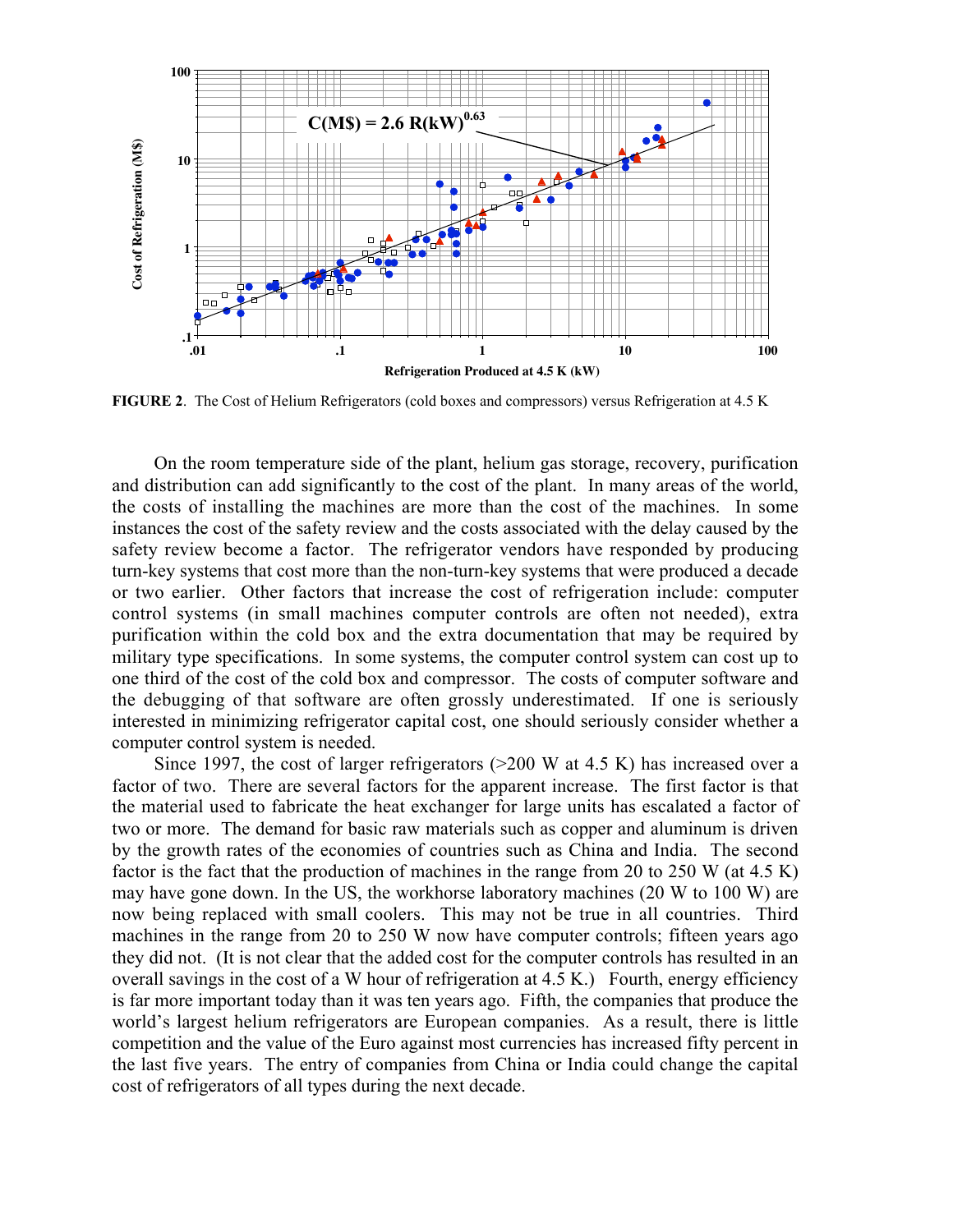FIGURE 2. The Cost of Helium Refrigerators (cold boxes and compressors) versus Refrigeration at 4.5 K

On the room temperature side of the plant, helium gas storage, recovery, purification and distribution can add significantly to the cost of the plant. In many areas of the world, the costs of installing the machines are more than the cost of the machines. In some instances the cost of the safety review and the costs associated with the delay caused by the safety review become a factor. The refrigerator vendors have responded by producing turn-key systems that cost more than the non-turn-key systems that were produced a decade or two earlier. Other factors that increase the cost of refrigeration include: computer control systems (in small machines computer controls are often not needed), extra purification within the cold box and the extra documentation that may be required by military type specifications. In some systems, the computer control system can cost up to one third of the cost of the cold box and compressor. The costs of computer software and the debugging of that software are often grossly underestimated. If one is seriously interested in minimizing refrigerator capital cost, one should seriously consider whether a computer control system is needed.

Since 1997, the cost of larger refrigerators (>200 W at 4.5 K) has increased over a factor of two. There are several factors for the apparent increase. The first factor is that the material used to fabricate the heat exchanger for large units has escalated a factor of two or more. The demand for basic raw materials such as copper and aluminum is driven by the growth rates of the economies of countries such as China and India. The second factor is the fact that the production of machines in the range from 20 to 250 W (at 4.5 K) may have gone down. In the US, the workhorse laboratory machines (20 W to 100 W) are now being replaced with small coolers. This may not be true in all countries. Third machines in the range from 20 to 250 W now have computer controls; fifteen years ago they did not. (It is not clear that the added cost for the computer controls has resulted in an overall savings in the cost of a W hour of refrigeration at 4.5 K.) Fourth, energy efficiency is far more important today than it was ten years ago. Fifth, the companies that produce the world's largest helium refrigerators are European companies. As a result, there is little competition and the value of the Euro against most currencies has increased fifty percent in the last five years. The entry of companies from China or India could change the capital cost of refrigerators of all types during the next decade.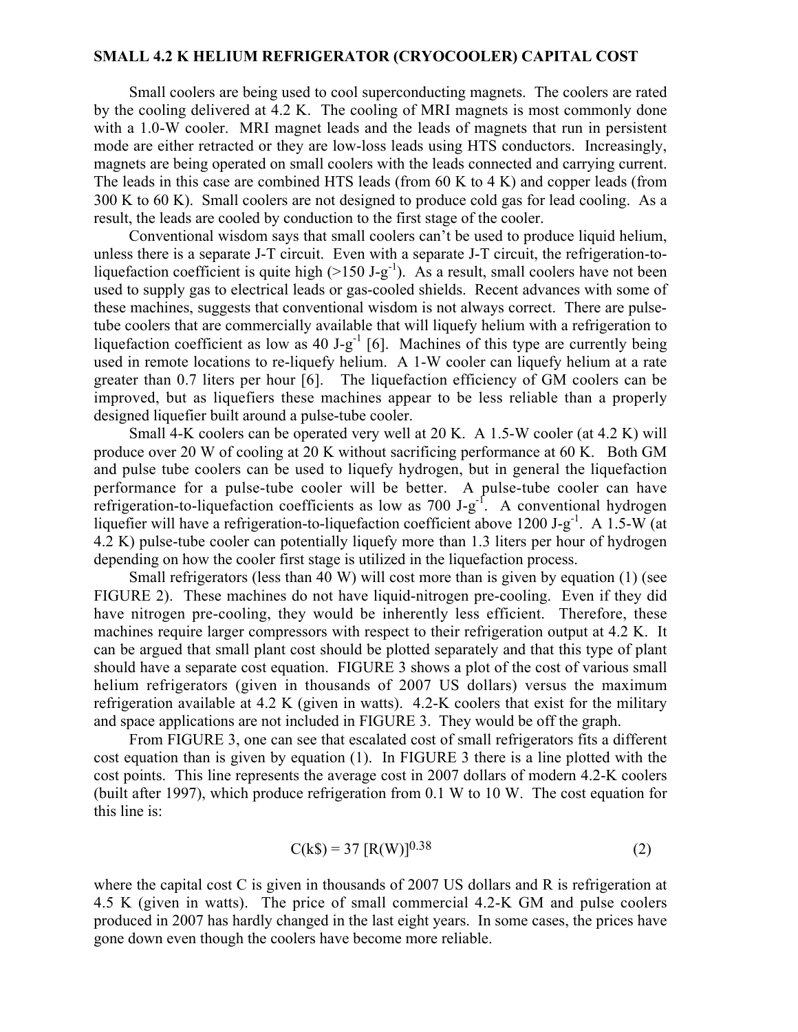## SMALL 4.2 K HELIUM REFRIGERATOR (CRYOCOOLER) CAPITAL COST

Small coolers are being used to cool superconducting magnets. The coolers are rated by the cooling delivered at 4.2 K. The cooling of MRI magnets is most commonly done with a 1.0-W cooler. MRI magnet leads and the leads of magnets that run in persistent mode are either retracted or they are low-loss leads using HTS conductors. Increasingly, magnets are being operated on small coolers with the leads connected and carrying current. The leads in this case are combined HTS leads (from 60 K to 4 K) and copper leads (from 300 K to 60 K). Small coolers are not designed to produce cold gas for lead cooling. As a result, the leads are cooled by conduction to the first stage of the cooler.

Conventional wisdom says that small coolers can't be used to produce liquid helium, unless there is a separate J-T circuit. Even with a separate J-T circuit, the refrigeration-to-liquefaction coefficient is quite high (>150 J-g$^{-1}$). As a result, small coolers have not been used to supply gas to electrical leads or gas-cooled shields. Recent advances with some of these machines, suggests that conventional wisdom is not always correct. There are pulse-tube coolers that are commercially available that will liquefy helium with a refrigeration to liquefaction coefficient as low as 40 J-g$^{-1}$ [6]. Machines of this type are currently being used in remote locations to re-liquefy helium. A 1-W cooler can liquefy helium at a rate greater than 0.7 liters per hour [6]. The liquefaction efficiency of GM coolers can be improved, but as liquefiers these machines appear to be less reliable than a properly designed liquefier built around a pulse-tube cooler.

Small 4-K coolers can be operated very well at 20 K. A 1.5-W cooler (at 4.2 K) will produce over 20 W of cooling at 20 K without sacrificing performance at 60 K. Both GM and pulse tube coolers can be used to liquefy hydrogen, but in general the liquefaction performance for a pulse-tube cooler will be better. A pulse-tube cooler can have refrigeration-to-liquefaction coefficients as low as 700 J-g$^{-1}$. A conventional hydrogen liquefier will have a refrigeration-to-liquefaction coefficient above 1200 J-g$^{-1}$. A 1.5-W (at 4.2 K) pulse-tube cooler can potentially liquefy more than 1.3 liters per hour of hydrogen depending on how the cooler first stage is utilized in the liquefaction process.

Small refrigerators (less than 40 W) will cost more than is given by equation (1) (see FIGURE 2). These machines do not have liquid-nitrogen pre-cooling. Even if they did have nitrogen pre-cooling, they would be inherently less efficient. Therefore, these machines require larger compressors with respect to their refrigeration output at 4.2 K. It can be argued that small plant cost should be plotted separately and that this type of plant should have a separate cost equation. FIGURE 3 shows a plot of the cost of various small helium refrigerators (given in thousands of 2007 US dollars) versus the maximum refrigeration available at 4.2 K (given in watts). 4.2-K coolers that exist for the military and space applications are not included in FIGURE 3. They would be off the graph.

From FIGURE 3, one can see that escalated cost of small refrigerators fits a different cost equation than is given by equation (1). In FIGURE 3 there is a line plotted with the cost points. This line represents the average cost in 2007 dollars of modern 4.2-K coolers (built after 1997), which produce refrigeration from 0.1 W to 10 W. The cost equation for this line is:

$$C(k\$) = 37\,[R(W)]^{0.38} \tag{2}$$

where the capital cost C is given in thousands of 2007 US dollars and R is refrigeration at 4.5 K (given in watts). The price of small commercial 4.2-K GM and pulse coolers produced in 2007 has hardly changed in the last eight years. In some cases, the prices have gone down even though the coolers have become more reliable.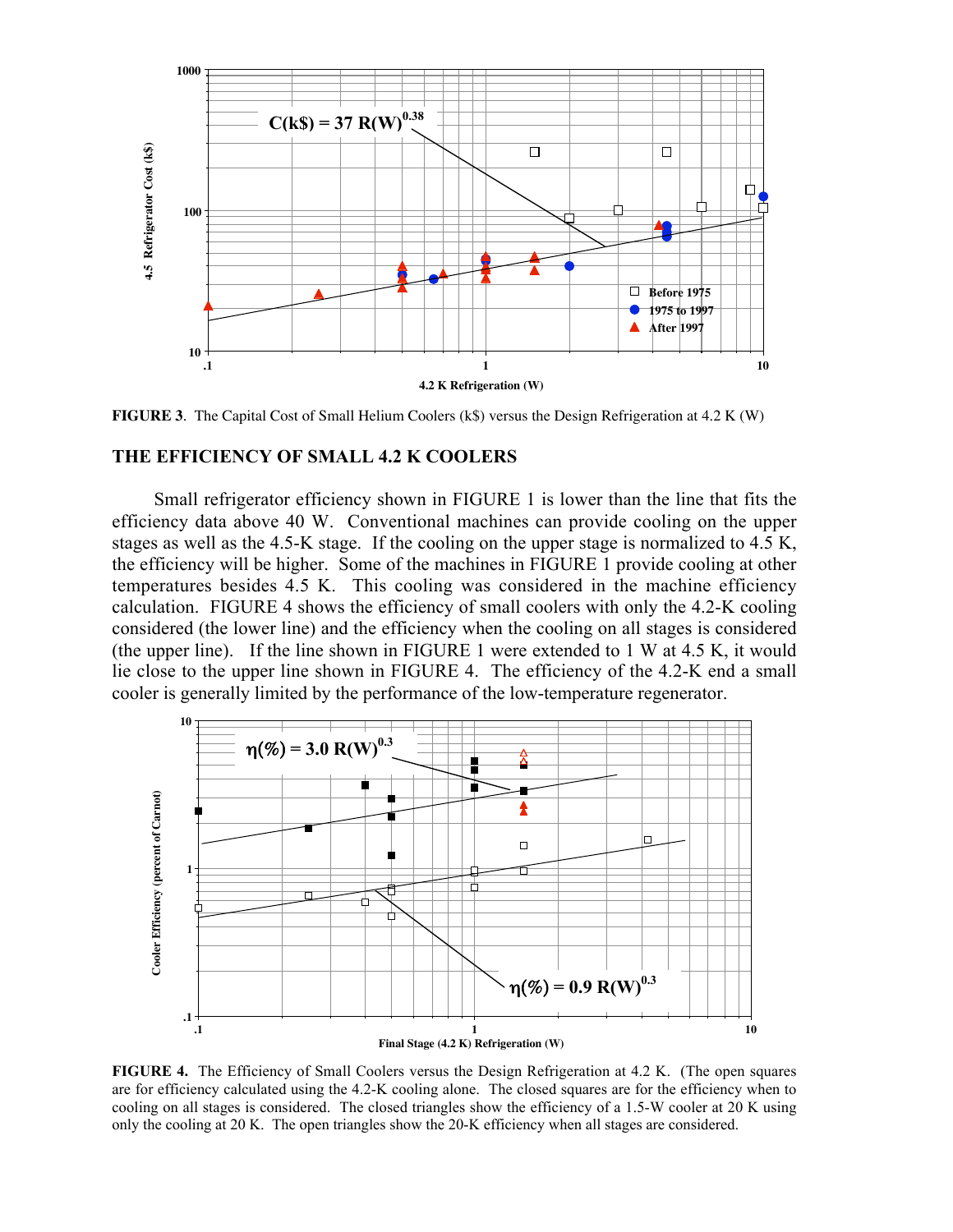**FIGURE 3**. The Capital Cost of Small Helium Coolers (k$) versus the Design Refrigeration at 4.2 K (W)

## THE EFFICIENCY OF SMALL 4.2 K COOLERS

Small refrigerator efficiency shown in FIGURE 1 is lower than the line that fits the efficiency data above 40 W. Conventional machines can provide cooling on the upper stages as well as the 4.5-K stage. If the cooling on the upper stage is normalized to 4.5 K, the efficiency will be higher. Some of the machines in FIGURE 1 provide cooling at other temperatures besides 4.5 K. This cooling was considered in the machine efficiency calculation. FIGURE 4 shows the efficiency of small coolers with only the 4.2-K cooling considered (the lower line) and the efficiency when the cooling on all stages is considered (the upper line). If the line shown in FIGURE 1 were extended to 1 W at 4.5 K, it would lie close to the upper line shown in FIGURE 4. The efficiency of the 4.2-K end a small cooler is generally limited by the performance of the low-temperature regenerator.

**FIGURE 4.** The Efficiency of Small Coolers versus the Design Refrigeration at 4.2 K. (The open squares are for efficiency calculated using the 4.2-K cooling alone. The closed squares are for the efficiency when to cooling on all stages is considered. The closed triangles show the efficiency of a 1.5-W cooler at 20 K using only the cooling at 20 K. The open triangles show the 20-K efficiency when all stages are considered.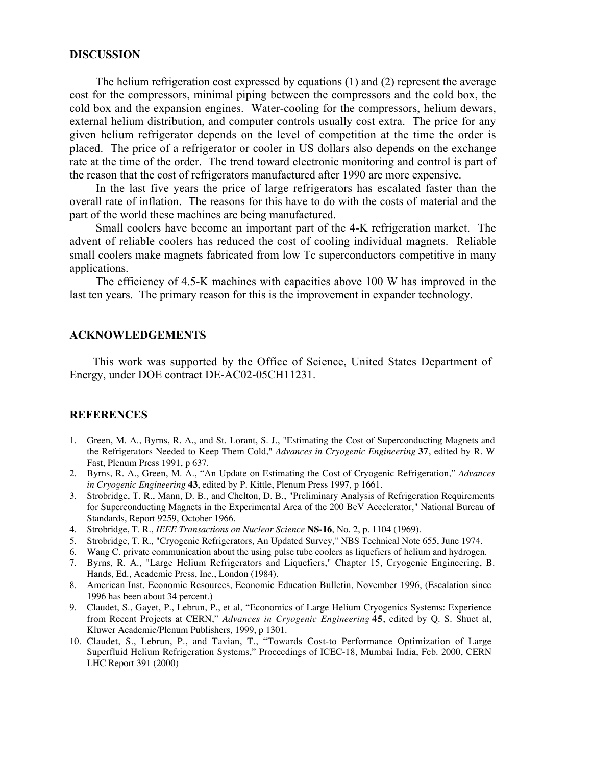## DISCUSSION

The helium refrigeration cost expressed by equations (1) and (2) represent the average cost for the compressors, minimal piping between the compressors and the cold box, the cold box and the expansion engines. Water-cooling for the compressors, helium dewars, external helium distribution, and computer controls usually cost extra. The price for any given helium refrigerator depends on the level of competition at the time the order is placed. The price of a refrigerator or cooler in US dollars also depends on the exchange rate at the time of the order. The trend toward electronic monitoring and control is part of the reason that the cost of refrigerators manufactured after 1990 are more expensive.

In the last five years the price of large refrigerators has escalated faster than the overall rate of inflation. The reasons for this have to do with the costs of material and the part of the world these machines are being manufactured.

Small coolers have become an important part of the 4-K refrigeration market. The advent of reliable coolers has reduced the cost of cooling individual magnets. Reliable small coolers make magnets fabricated from low Tc superconductors competitive in many applications.

The efficiency of 4.5-K machines with capacities above 100 W has improved in the last ten years. The primary reason for this is the improvement in expander technology.

## ACKNOWLEDGEMENTS

This work was supported by the Office of Science, United States Department of Energy, under DOE contract DE-AC02-05CH11231.

## REFERENCES

1. Green, M. A., Byrns, R. A., and St. Lorant, S. J., "Estimating the Cost of Superconducting Magnets and the Refrigerators Needed to Keep Them Cold," *Advances in Cryogenic Engineering* **37**, edited by R. W Fast, Plenum Press 1991, p 637.
2. Byrns, R. A., Green, M. A., "An Update on Estimating the Cost of Cryogenic Refrigeration," *Advances in Cryogenic Engineering* **43**, edited by P. Kittle, Plenum Press 1997, p 1661.
3. Strobridge, T. R., Mann, D. B., and Chelton, D. B., "Preliminary Analysis of Refrigeration Requirements for Superconducting Magnets in the Experimental Area of the 200 BeV Accelerator," National Bureau of Standards, Report 9259, October 1966.
4. Strobridge, T. R., *IEEE Transactions on Nuclear Science* **NS-16**, No. 2, p. 1104 (1969).
5. Strobridge, T. R., "Cryogenic Refrigerators, An Updated Survey," NBS Technical Note 655, June 1974.
6. Wang C. private communication about the using pulse tube coolers as liquefiers of helium and hydrogen.
7. Byrns, R. A., "Large Helium Refrigerators and Liquefiers," Chapter 15, Cryogenic Engineering, B. Hands, Ed., Academic Press, Inc., London (1984).
8. American Inst. Economic Resources, Economic Education Bulletin, November 1996, (Escalation since 1996 has been about 34 percent.)
9. Claudet, S., Gayet, P., Lebrun, P., et al, "Economics of Large Helium Cryogenics Systems: Experience from Recent Projects at CERN," *Advances in Cryogenic Engineering* **45**, edited by Q. S. Shuet al, Kluwer Academic/Plenum Publishers, 1999, p 1301.
10. Claudet, S., Lebrun, P., and Tavian, T., "Towards Cost-to Performance Optimization of Large Superfluid Helium Refrigeration Systems," Proceedings of ICEC-18, Mumbai India, Feb. 2000, CERN LHC Report 391 (2000)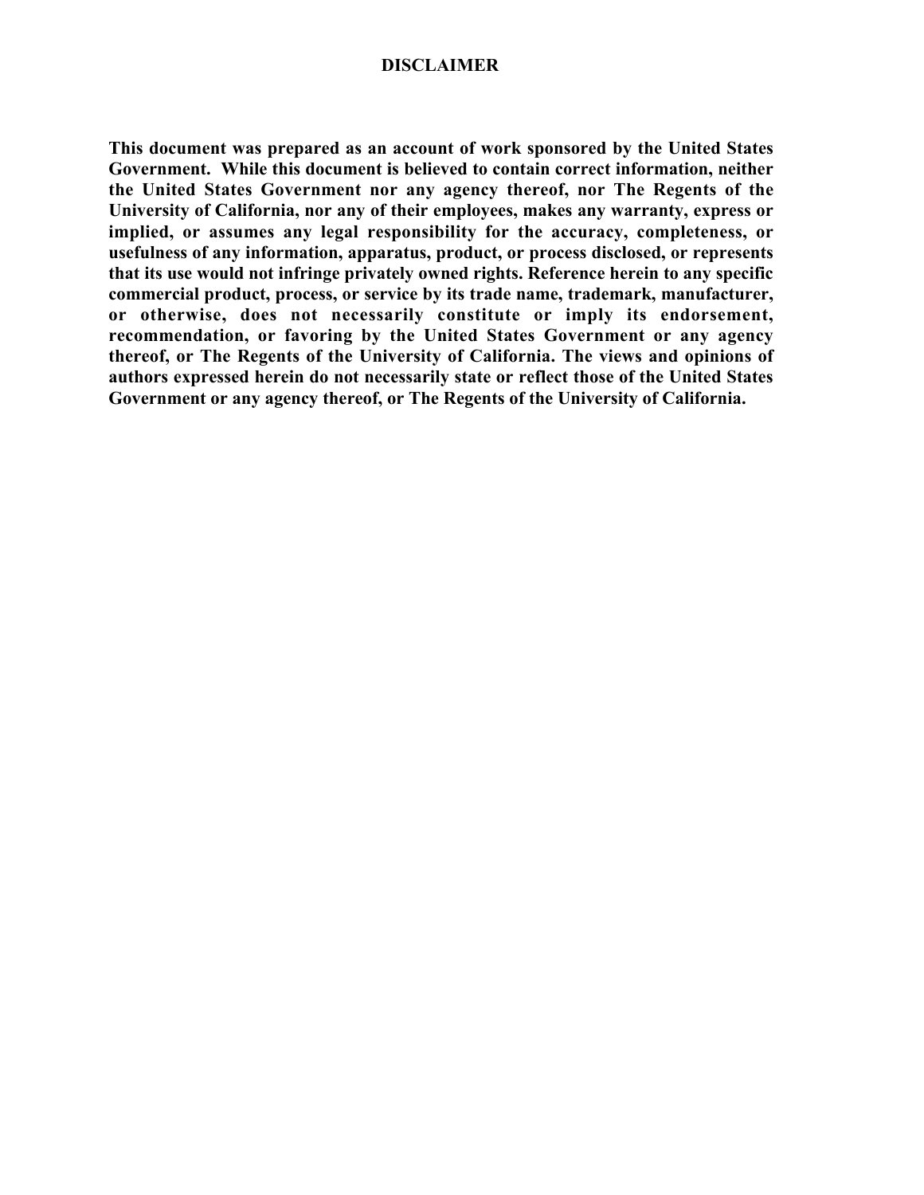# DISCLAIMER

**This document was prepared as an account of work sponsored by the United States Government. While this document is believed to contain correct information, neither the United States Government nor any agency thereof, nor The Regents of the University of California, nor any of their employees, makes any warranty, express or implied, or assumes any legal responsibility for the accuracy, completeness, or usefulness of any information, apparatus, product, or process disclosed, or represents that its use would not infringe privately owned rights. Reference herein to any specific commercial product, process, or service by its trade name, trademark, manufacturer, or otherwise, does not necessarily constitute or imply its endorsement, recommendation, or favoring by the United States Government or any agency thereof, or The Regents of the University of California. The views and opinions of authors expressed herein do not necessarily state or reflect those of the United States Government or any agency thereof, or The Regents of the University of California.**